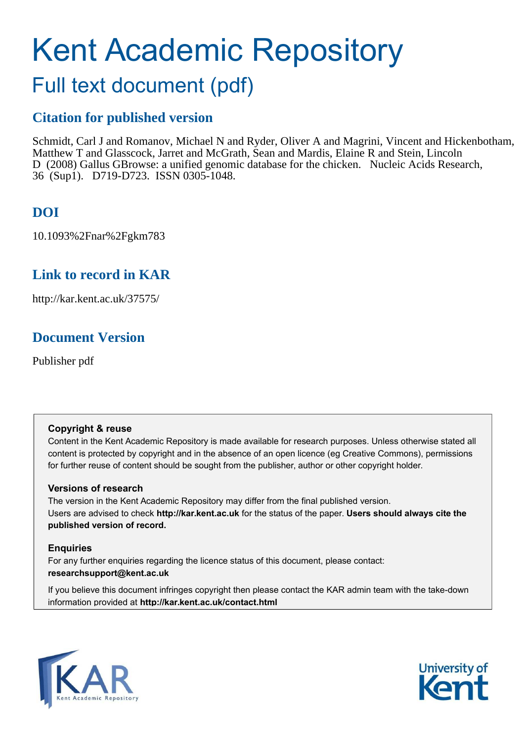# Kent Academic Repository

## Full text document (pdf)

### Citation for published version

Schmidt, Carl J and Romanov, Michael N and Ryder, Oliver A and Magrini, Vincent and Hickenbotham, Matthew T and Glasscock, Jarret and McGrath, Sean and Mardis, Elaine R and Stein, Lincoln D (2008) Gallus GBrowse: a unified genomic database for the chicken. Nucleic Acids Research, 36 (Sup1). D719-D723. ISSN 0305-1048.

### DOI

10.1093%2Fnar%2Fgkm783

### Link to record in KAR

http://kar.kent.ac.uk/37575/

### Document Version

Publisher pdf

**Copyright & reuse**

Content in the Kent Academic Repository is made available for research purposes. Unless otherwise stated all content is protected by copyright and in the absence of an open licence (eg Creative Commons), permissions for further reuse of content should be sought from the publisher, author or other copyright holder.

**Versions of research**

The version in the Kent Academic Repository may differ from the final published version. Users are advised to check **http://kar.kent.ac.uk** for the status of the paper. **Users should always cite the published version of record.**

**Enquiries**

For any further enquiries regarding the licence status of this document, please contact: **researchsupport@kent.ac.uk**

If you believe this document infringes copyright then please contact the KAR admin team with the take-down information provided at **http://kar.kent.ac.uk/contact.html**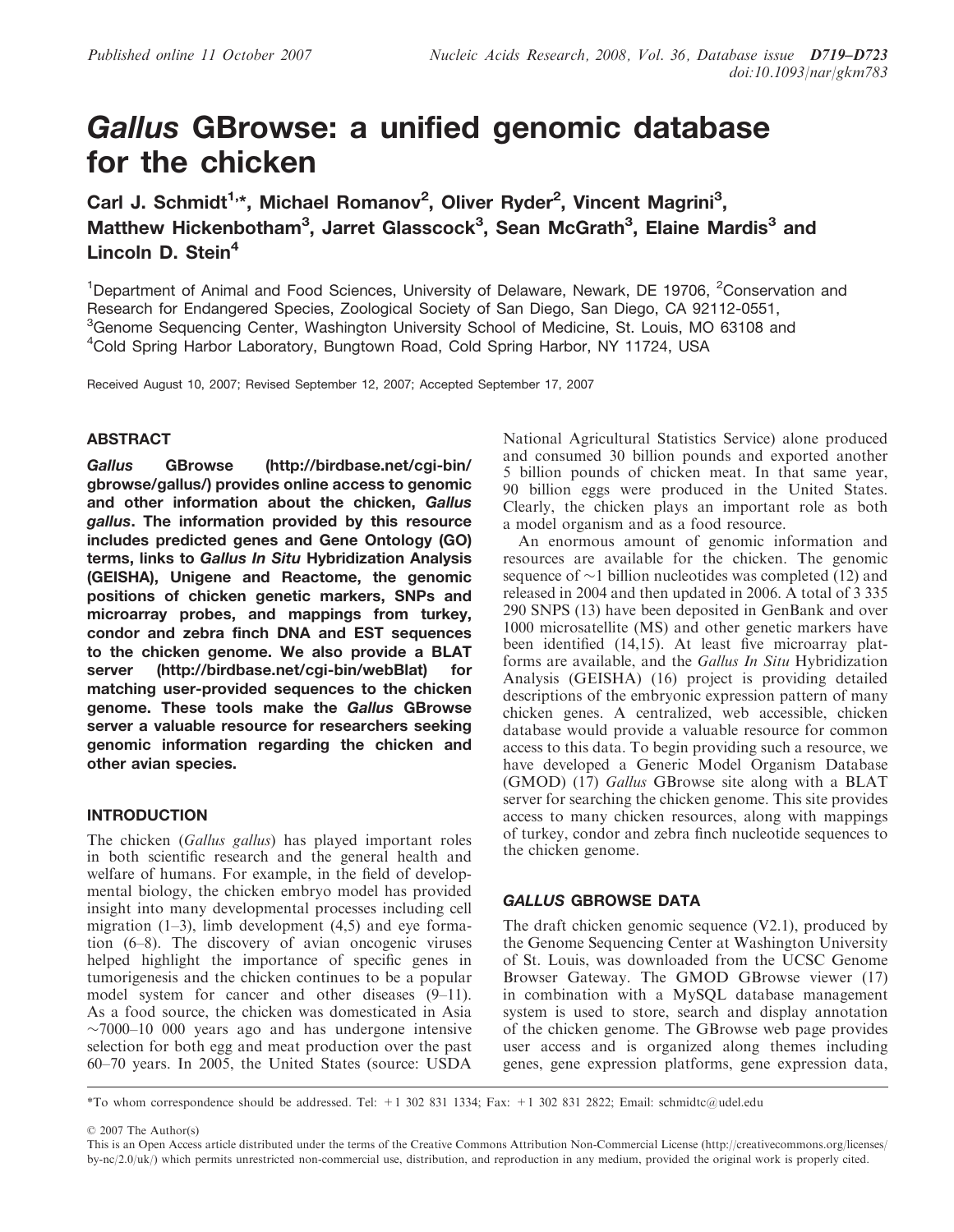Published online 11 October 2007

doi:10.1093/nar/gkm783

# *Gallus* GBrowse: a unified genomic database for the chicken

Carl J. Schmidt[1,*], Michael Romanov[2], Oliver Ryder[2], Vincent Magrini[3], Matthew Hickenbotham[3], Jarret Glasscock[3], Sean McGrath[3], Elaine Mardis[3] and Lincoln D. Stein[4]

[1]Department of Animal and Food Sciences, University of Delaware, Newark, DE 19706, [2]Conservation and Research for Endangered Species, Zoological Society of San Diego, San Diego, CA 92112-0551, [3]Genome Sequencing Center, Washington University School of Medicine, St. Louis, MO 63108 and [4]Cold Spring Harbor Laboratory, Bungtown Road, Cold Spring Harbor, NY 11724, USA

Received August 10, 2007; Revised September 12, 2007; Accepted September 17, 2007

## ABSTRACT

***Gallus*** **GBrowse (http://birdbase.net/cgi-bin/gbrowse/gallus/) provides online access to genomic and other information about the chicken, *Gallus gallus*. The information provided by this resource includes predicted genes and Gene Ontology (GO) terms, links to *Gallus In Situ* Hybridization Analysis (GEISHA), Unigene and Reactome, the genomic positions of chicken genetic markers, SNPs and microarray probes, and mappings from turkey, condor and zebra finch DNA and EST sequences to the chicken genome. We also provide a BLAT server (http://birdbase.net/cgi-bin/webBlat) for matching user-provided sequences to the chicken genome. These tools make the *Gallus* GBrowse server a valuable resource for researchers seeking genomic information regarding the chicken and other avian species.**

## INTRODUCTION

The chicken (*Gallus gallus*) has played important roles in both scientific research and the general health and welfare of humans. For example, in the field of developmental biology, the chicken embryo model has provided insight into many developmental processes including cell migration (1–3), limb development (4,5) and eye formation (6–8). The discovery of avian oncogenic viruses helped highlight the importance of specific genes in tumorigenesis and the chicken continues to be a popular model system for cancer and other diseases (9–11). As a food source, the chicken was domesticated in Asia ~7000–10 000 years ago and has undergone intensive selection for both egg and meat production over the past 60–70 years. In 2005, the United States (source: USDA National Agricultural Statistics Service) alone produced and consumed 30 billion pounds and exported another 5 billion pounds of chicken meat. In that same year, 90 billion eggs were produced in the United States. Clearly, the chicken plays an important role as both a model organism and as a food resource.

An enormous amount of genomic information and resources are available for the chicken. The genomic sequence of ~1 billion nucleotides was completed (12) and released in 2004 and then updated in 2006. A total of 3 335 290 SNPS (13) have been deposited in GenBank and over 1000 microsatellite (MS) and other genetic markers have been identified (14,15). At least five microarray platforms are available, and the *Gallus In Situ* Hybridization Analysis (GEISHA) (16) project is providing detailed descriptions of the embryonic expression pattern of many chicken genes. A centralized, web accessible, chicken database would provide a valuable resource for common access to this data. To begin providing such a resource, we have developed a Generic Model Organism Database (GMOD) (17) *Gallus* GBrowse site along with a BLAT server for searching the chicken genome. This site provides access to many chicken resources, along with mappings of turkey, condor and zebra finch nucleotide sequences to the chicken genome.

## *GALLUS* GBROWSE DATA

The draft chicken genomic sequence (V2.1), produced by the Genome Sequencing Center at Washington University of St. Louis, was downloaded from the UCSC Genome Browser Gateway. The GMOD GBrowse viewer (17) in combination with a MySQL database management system is used to store, search and display annotation of the chicken genome. The GBrowse web page provides user access and is organized along themes including genes, gene expression platforms, gene expression data,

*To whom correspondence should be addressed. Tel: +1 302 831 1334; Fax: +1 302 831 2822; Email: schmidtc@udel.edu

© 2007 The Author(s)

This is an Open Access article distributed under the terms of the Creative Commons Attribution Non-Commercial License (http://creativecommons.org/licenses/by-nc/2.0/uk/) which permits unrestricted non-commercial use, distribution, and reproduction in any medium, provided the original work is properly cited.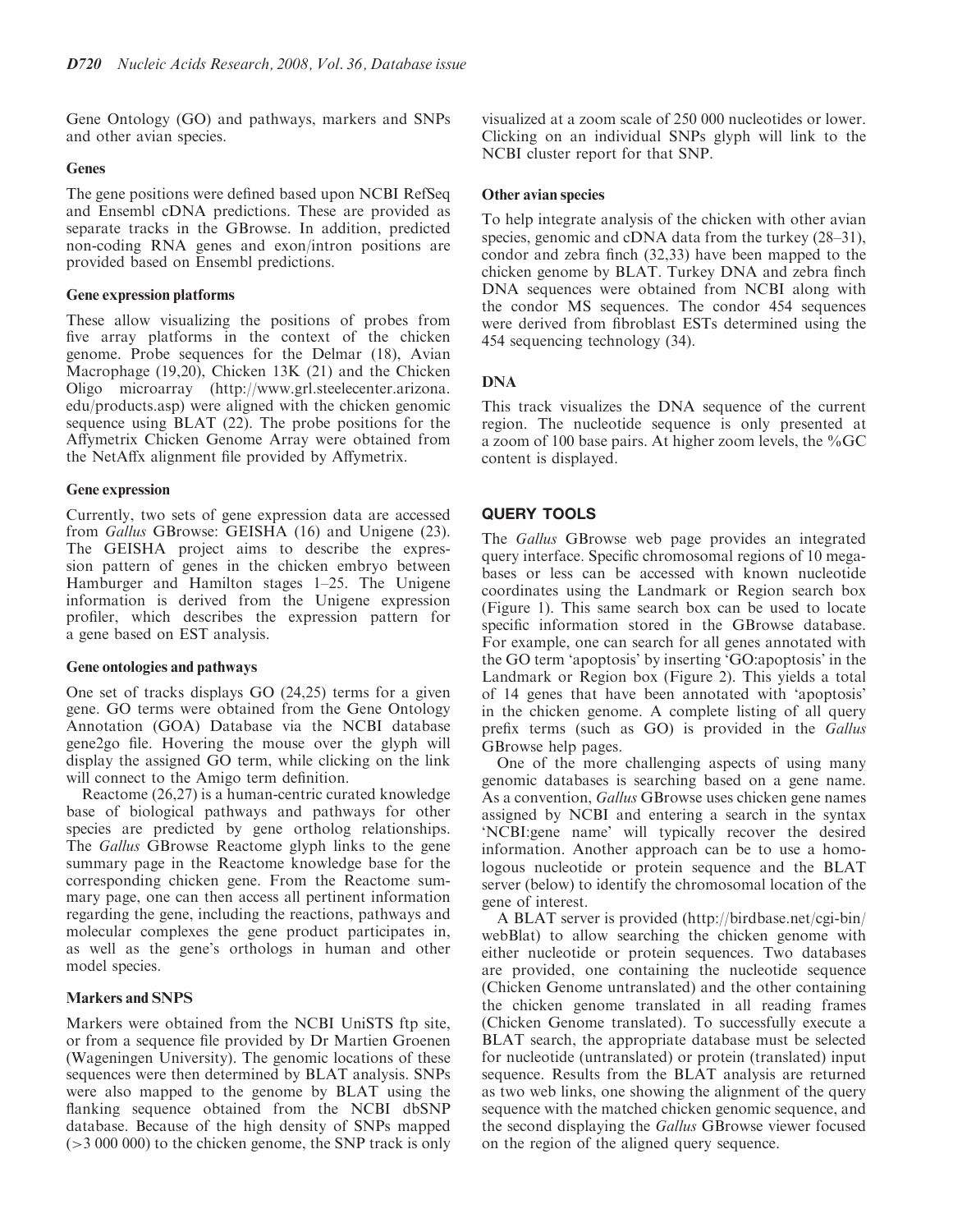Gene Ontology (GO) and pathways, markers and SNPs and other avian species.

### Genes

The gene positions were defined based upon NCBI RefSeq and Ensembl cDNA predictions. These are provided as separate tracks in the GBrowse. In addition, predicted non-coding RNA genes and exon/intron positions are provided based on Ensembl predictions.

### Gene expression platforms

These allow visualizing the positions of probes from five array platforms in the context of the chicken genome. Probe sequences for the Delmar (18), Avian Macrophage (19,20), Chicken 13K (21) and the Chicken Oligo microarray (http://www.grl.steelecenter.arizona.edu/products.asp) were aligned with the chicken genomic sequence using BLAT (22). The probe positions for the Affymetrix Chicken Genome Array were obtained from the NetAffx alignment file provided by Affymetrix.

### Gene expression

Currently, two sets of gene expression data are accessed from *Gallus* GBrowse: GEISHA (16) and Unigene (23). The GEISHA project aims to describe the expression pattern of genes in the chicken embryo between Hamburger and Hamilton stages 1–25. The Unigene information is derived from the Unigene expression profiler, which describes the expression pattern for a gene based on EST analysis.

### Gene ontologies and pathways

One set of tracks displays GO (24,25) terms for a given gene. GO terms were obtained from the Gene Ontology Annotation (GOA) Database via the NCBI database gene2go file. Hovering the mouse over the glyph will display the assigned GO term, while clicking on the link will connect to the Amigo term definition.

Reactome (26,27) is a human-centric curated knowledge base of biological pathways and pathways for other species are predicted by gene ortholog relationships. The *Gallus* GBrowse Reactome glyph links to the gene summary page in the Reactome knowledge base for the corresponding chicken gene. From the Reactome summary page, one can then access all pertinent information regarding the gene, including the reactions, pathways and molecular complexes the gene product participates in, as well as the gene's orthologs in human and other model species.

### Markers and SNPS

Markers were obtained from the NCBI UniSTS ftp site, or from a sequence file provided by Dr Martien Groenen (Wageningen University). The genomic locations of these sequences were then determined by BLAT analysis. SNPs were also mapped to the genome by BLAT using the flanking sequence obtained from the NCBI dbSNP database. Because of the high density of SNPs mapped (>3 000 000) to the chicken genome, the SNP track is only visualized at a zoom scale of 250 000 nucleotides or lower. Clicking on an individual SNPs glyph will link to the NCBI cluster report for that SNP.

### Other avian species

To help integrate analysis of the chicken with other avian species, genomic and cDNA data from the turkey (28–31), condor and zebra finch (32,33) have been mapped to the chicken genome by BLAT. Turkey DNA and zebra finch DNA sequences were obtained from NCBI along with the condor MS sequences. The condor 454 sequences were derived from fibroblast ESTs determined using the 454 sequencing technology (34).

### DNA

This track visualizes the DNA sequence of the current region. The nucleotide sequence is only presented at a zoom of 100 base pairs. At higher zoom levels, the %GC content is displayed.

## QUERY TOOLS

The *Gallus* GBrowse web page provides an integrated query interface. Specific chromosomal regions of 10 megabases or less can be accessed with known nucleotide coordinates using the Landmark or Region search box (Figure 1). This same search box can be used to locate specific information stored in the GBrowse database. For example, one can search for all genes annotated with the GO term 'apoptosis' by inserting 'GO:apoptosis' in the Landmark or Region box (Figure 2). This yields a total of 14 genes that have been annotated with 'apoptosis' in the chicken genome. A complete listing of all query prefix terms (such as GO) is provided in the *Gallus* GBrowse help pages.

One of the more challenging aspects of using many genomic databases is searching based on a gene name. As a convention, *Gallus* GBrowse uses chicken gene names assigned by NCBI and entering a search in the syntax 'NCBI:gene name' will typically recover the desired information. Another approach can be to use a homologous nucleotide or protein sequence and the BLAT server (below) to identify the chromosomal location of the gene of interest.

A BLAT server is provided (http://birdbase.net/cgi-bin/webBlat) to allow searching the chicken genome with either nucleotide or protein sequences. Two databases are provided, one containing the nucleotide sequence (Chicken Genome untranslated) and the other containing the chicken genome translated in all reading frames (Chicken Genome translated). To successfully execute a BLAT search, the appropriate database must be selected for nucleotide (untranslated) or protein (translated) input sequence. Results from the BLAT analysis are returned as two web links, one showing the alignment of the query sequence with the matched chicken genomic sequence, and the second displaying the *Gallus* GBrowse viewer focused on the region of the aligned query sequence.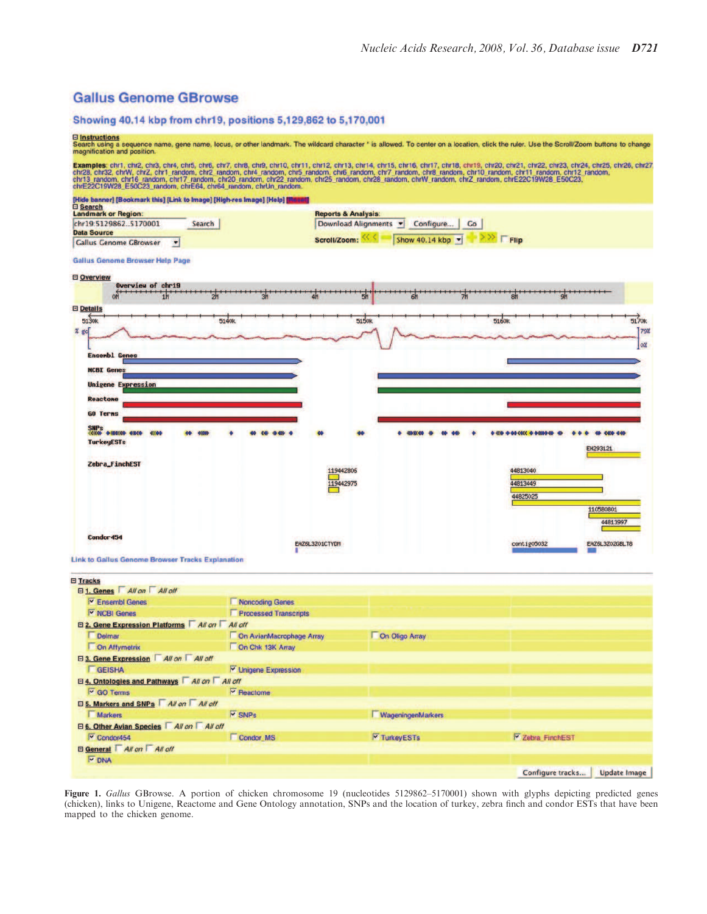Figure 1. *Gallus* GBrowse. A portion of chicken chromosome 19 (nucleotides 5129862–5170001) shown with glyphs depicting predicted genes (chicken), links to Unigene, Reactome and Gene Ontology annotation, SNPs and the location of turkey, zebra finch and condor ESTs that have been mapped to the chicken genome.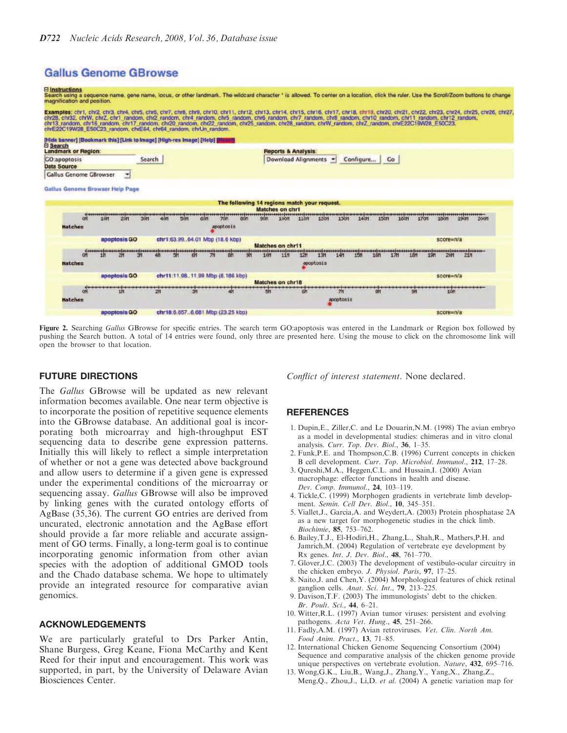Figure 2. Searching *Gallus* GBrowse for specific entries. The search term GO:apoptosis was entered in the Landmark or Region box followed by pushing the Search button. A total of 14 entries were found, only three are presented here. Using the mouse to click on the chromosome link will open the browser to that location.

## FUTURE DIRECTIONS

The *Gallus* GBrowse will be updated as new relevant information becomes available. One near term objective is to incorporate the position of repetitive sequence elements into the GBrowse database. An additional goal is incorporating both microarray and high-throughput EST sequencing data to describe gene expression patterns. Initially this will likely to reflect a simple interpretation of whether or not a gene was detected above background and allow users to determine if a given gene is expressed under the experimental conditions of the microarray or sequencing assay. *Gallus* GBrowse will also be improved by linking genes with the curated ontology efforts of AgBase (35,36). The current GO entries are derived from uncurated, electronic annotation and the AgBase effort should provide a far more reliable and accurate assignment of GO terms. Finally, a long-term goal is to continue incorporating genomic information from other avian species with the adoption of additional GMOD tools and the Chado database schema. We hope to ultimately provide an integrated resource for comparative avian genomics.

## ACKNOWLEDGEMENTS

We are particularly grateful to Drs Parker Antin, Shane Burgess, Greg Keane, Fiona McCarthy and Kent Reed for their input and encouragement. This work was supported, in part, by the University of Delaware Avian Biosciences Center.

*Conflict of interest statement*. None declared.

## REFERENCES

1. Dupin,E., Ziller,C. and Le Douarin,N.M. (1998) The avian embryo as a model in developmental studies: chimeras and in vitro clonal analysis. *Curr. Top. Dev. Biol.*, **36**, 1–35.
2. Funk,P.E. and Thompson,C.B. (1996) Current concepts in chicken B cell development. *Curr. Top. Microbiol. Immunol.*, **212**, 17–28.
3. Qureshi,M.A., Heggen,C.L. and Hussain,I. (2000) Avian macrophage: effector functions in health and disease. *Dev. Comp. Immunol.*, **24**, 103–119.
4. Tickle,C. (1999) Morphogen gradients in vertebrate limb development. *Semin. Cell Dev. Biol.*, **10**, 345–351.
5. Viallet,J., Garcia,A. and Weydert,A. (2003) Protein phosphatase 2A as a new target for morphogenetic studies in the chick limb. *Biochimie*, **85**, 753–762.
6. Bailey,T.J., El-Hodiri,H., Zhang,L., Shah,R., Mathers,P.H. and Jamrich,M. (2004) Regulation of vertebrate eye development by Rx genes. *Int. J. Dev. Biol.*, **48**, 761–770.
7. Glover,J.C. (2003) The development of vestibulo-ocular circuitry in the chicken embryo. *J. Physiol. Paris*, **97**, 17–25.
8. Naito,J. and Chen,Y. (2004) Morphological features of chick retinal ganglion cells. *Anat. Sci. Int.*, **79**, 213–225.
9. Davison,T.F. (2003) The immunologists' debt to the chicken. *Br. Poult. Sci.*, **44**, 6–21.
10. Witter,R.L. (1997) Avian tumor viruses: persistent and evolving pathogens. *Acta Vet. Hung.*, **45**, 251–266.
11. Fadly,A.M. (1997) Avian retroviruses. *Vet. Clin. North Am. Food Anim. Pract.*, **13**, 71–85.
12. International Chicken Genome Sequencing Consortium (2004) Sequence and comparative analysis of the chicken genome provide unique perspectives on vertebrate evolution. *Nature*, **432**, 695–716.
13. Wong,G.K., Liu,B., Wang,J., Zhang,Y., Yang,X., Zhang,Z., Meng,Q., Zhou,J., Li,D. *et al.* (2004) A genetic variation map for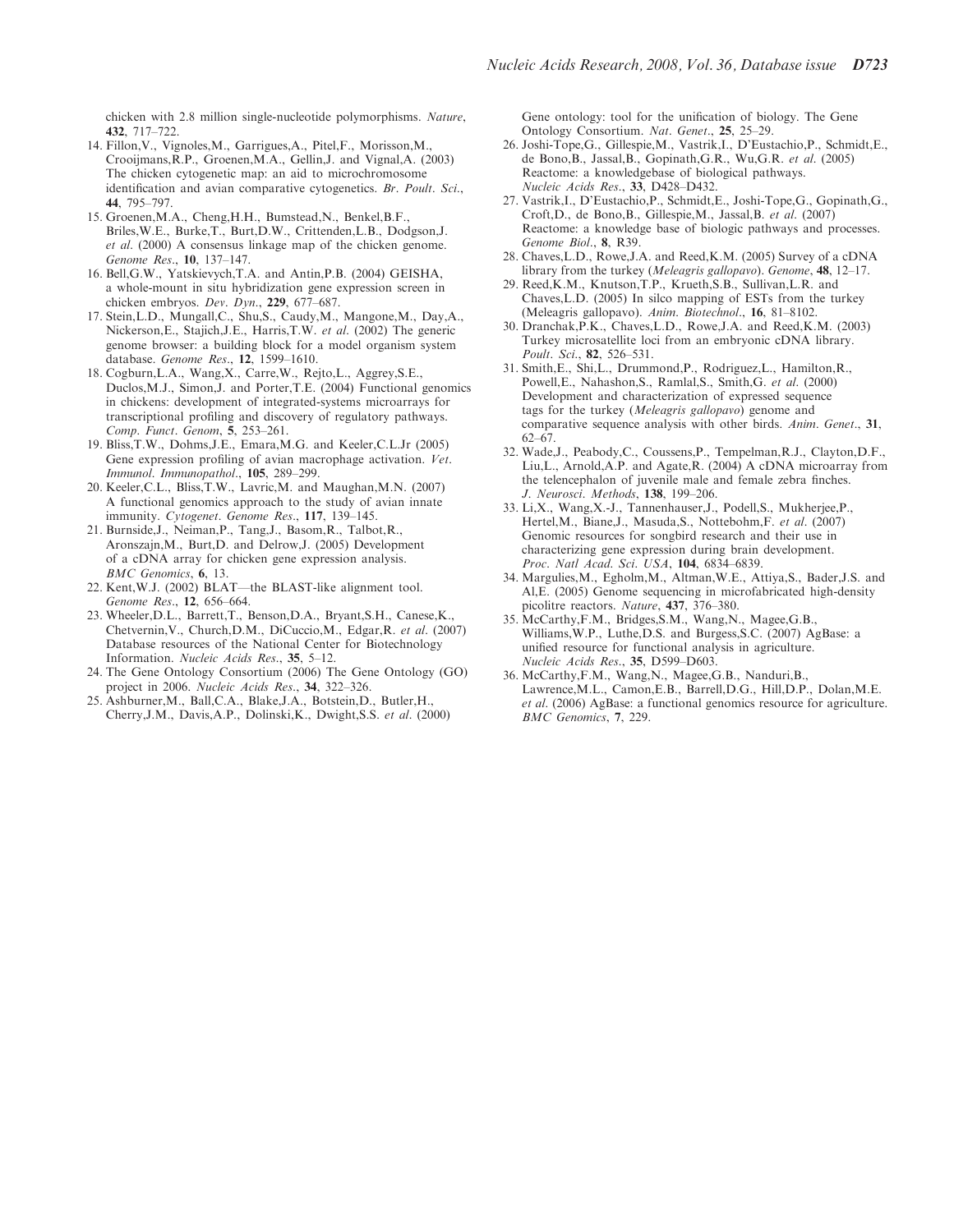chicken with 2.8 million single-nucleotide polymorphisms. *Nature*, **432**, 717–722.

14. Fillon,V., Vignoles,M., Garrigues,A., Pitel,F., Morisson,M., Crooijmans,R.P., Groenen,M.A., Gellin,J. and Vignal,A. (2003) The chicken cytogenetic map: an aid to microchromosome identification and avian comparative cytogenetics. *Br. Poult. Sci.*, **44**, 795–797.
15. Groenen,M.A., Cheng,H.H., Bumstead,N., Benkel,B.F., Briles,W.E., Burke,T., Burt,D.W., Crittenden,L.B., Dodgson,J. *et al.* (2000) A consensus linkage map of the chicken genome. *Genome Res.*, **10**, 137–147.
16. Bell,G.W., Yatskievych,T.A. and Antin,P.B. (2004) GEISHA, a whole-mount in situ hybridization gene expression screen in chicken embryos. *Dev. Dyn.*, **229**, 677–687.
17. Stein,L.D., Mungall,C., Shu,S., Caudy,M., Mangone,M., Day,A., Nickerson,E., Stajich,J.E., Harris,T.W. *et al.* (2002) The generic genome browser: a building block for a model organism system database. *Genome Res.*, **12**, 1599–1610.
18. Cogburn,L.A., Wang,X., Carre,W., Rejto,L., Aggrey,S.E., Duclos,M.J., Simon,J. and Porter,T.E. (2004) Functional genomics in chickens: development of integrated-systems microarrays for transcriptional profiling and discovery of regulatory pathways. *Comp. Funct. Genom*, **5**, 253–261.
19. Bliss,T.W., Dohms,J.E., Emara,M.G. and Keeler,C.L.Jr (2005) Gene expression profiling of avian macrophage activation. *Vet. Immunol. Immunopathol.*, **105**, 289–299.
20. Keeler,C.L., Bliss,T.W., Lavric,M. and Maughan,M.N. (2007) A functional genomics approach to the study of avian innate immunity. *Cytogenet. Genome Res.*, **117**, 139–145.
21. Burnside,J., Neiman,P., Tang,J., Basom,R., Talbot,R., Aronszajn,M., Burt,D. and Delrow,J. (2005) Development of a cDNA array for chicken gene expression analysis. *BMC Genomics*, **6**, 13.
22. Kent,W.J. (2002) BLAT—the BLAST-like alignment tool. *Genome Res.*, **12**, 656–664.
23. Wheeler,D.L., Barrett,T., Benson,D.A., Bryant,S.H., Canese,K., Chetvernin,V., Church,D.M., DiCuccio,M., Edgar,R. *et al.* (2007) Database resources of the National Center for Biotechnology Information. *Nucleic Acids Res.*, **35**, 5–12.
24. The Gene Ontology Consortium (2006) The Gene Ontology (GO) project in 2006. *Nucleic Acids Res.*, **34**, 322–326.
25. Ashburner,M., Ball,C.A., Blake,J.A., Botstein,D., Butler,H., Cherry,J.M., Davis,A.P., Dolinski,K., Dwight,S.S. *et al.* (2000) Gene ontology: tool for the unification of biology. The Gene Ontology Consortium. *Nat. Genet.*, **25**, 25–29.
26. Joshi-Tope,G., Gillespie,M., Vastrik,I., D'Eustachio,P., Schmidt,E., de Bono,B., Jassal,B., Gopinath,G.R., Wu,G.R. *et al.* (2005) Reactome: a knowledgebase of biological pathways. *Nucleic Acids Res.*, **33**, D428–D432.
27. Vastrik,I., D'Eustachio,P., Schmidt,E., Joshi-Tope,G., Gopinath,G., Croft,D., de Bono,B., Gillespie,M., Jassal,B. *et al.* (2007) Reactome: a knowledge base of biologic pathways and processes. *Genome Biol.*, **8**, R39.
28. Chaves,L.D., Rowe,J.A. and Reed,K.M. (2005) Survey of a cDNA library from the turkey (*Meleagris gallopavo*). *Genome*, **48**, 12–17.
29. Reed,K.M., Knutson,T.P., Krueth,S.B., Sullivan,L.R. and Chaves,L.D. (2005) In silco mapping of ESTs from the turkey (Meleagris gallopavo). *Anim. Biotechnol.*, **16**, 81–8102.
30. Dranchak,P.K., Chaves,L.D., Rowe,J.A. and Reed,K.M. (2003) Turkey microsatellite loci from an embryonic cDNA library. *Poult. Sci.*, **82**, 526–531.
31. Smith,E., Shi,L., Drummond,P., Rodriguez,L., Hamilton,R., Powell,E., Nahashon,S., Ramlal,S., Smith,G. *et al.* (2000) Development and characterization of expressed sequence tags for the turkey (*Meleagris gallopavo*) genome and comparative sequence analysis with other birds. *Anim. Genet.*, **31**, 62–67.
32. Wade,J., Peabody,C., Coussens,P., Tempelman,R.J., Clayton,D.F., Liu,L., Arnold,A.P. and Agate,R. (2004) A cDNA microarray from the telencephalon of juvenile male and female zebra finches. *J. Neurosci. Methods*, **138**, 199–206.
33. Li,X., Wang,X.-J., Tannenhauser,J., Podell,S., Mukherjee,P., Hertel,M., Biane,J., Masuda,S., Nottebohm,F. *et al.* (2007) Genomic resources for songbird research and their use in characterizing gene expression during brain development. *Proc. Natl Acad. Sci. USA*, **104**, 6834–6839.
34. Margulies,M., Egholm,M., Altman,W.E., Attiya,S., Bader,J.S. and Al,E. (2005) Genome sequencing in microfabricated high-density picolitre reactors. *Nature*, **437**, 376–380.
35. McCarthy,F.M., Bridges,S.M., Wang,N., Magee,G.B., Williams,W.P., Luthe,D.S. and Burgess,S.C. (2007) AgBase: a unified resource for functional analysis in agriculture. *Nucleic Acids Res.*, **35**, D599–D603.
36. McCarthy,F.M., Wang,N., Magee,G.B., Nanduri,B., Lawrence,M.L., Camon,E.B., Barrell,D.G., Hill,D.P., Dolan,M.E. *et al.* (2006) AgBase: a functional genomics resource for agriculture. *BMC Genomics*, **7**, 229.